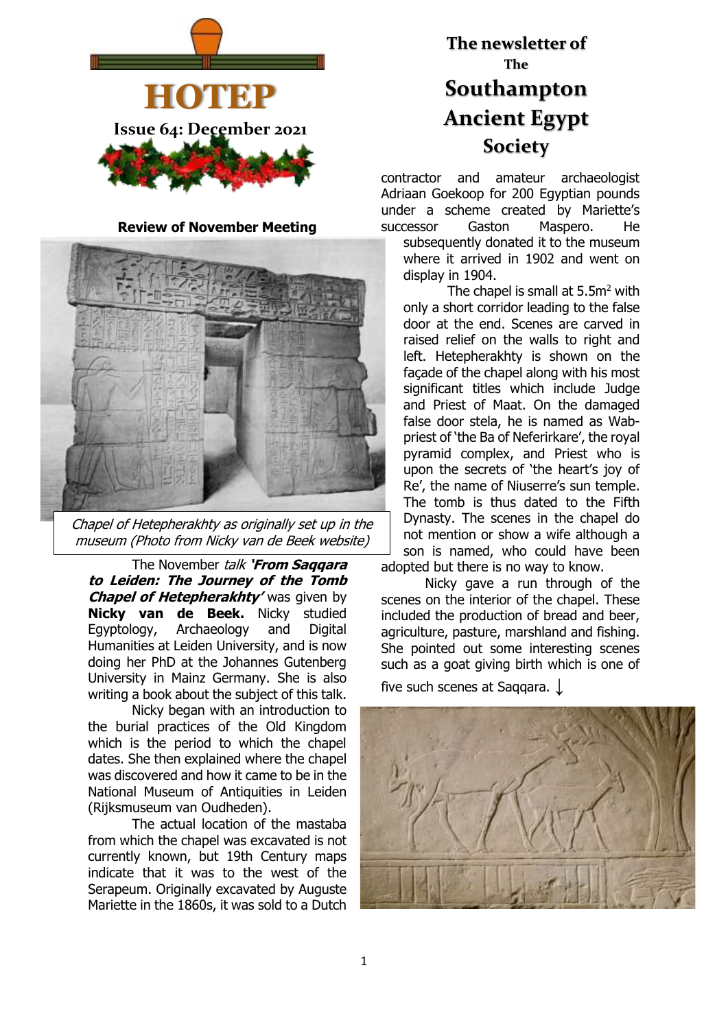# HOTEP

**Issue 64: December 2021**

## The newsletter of The Southampton Ancient Egypt Society

### Review of November Meeting

*Chapel of Hetepherakhty as originally set up in the museum (Photo from Nicky van de Beek website)*

The November *talk* ***'From Saqqara to Leiden: The Journey of the Tomb Chapel of Hetepherakhty'*** was given by **Nicky van de Beek.** Nicky studied Egyptology, Archaeology and Digital Humanities at Leiden University, and is now doing her PhD at the Johannes Gutenberg University in Mainz Germany. She is also writing a book about the subject of this talk.

Nicky began with an introduction to the burial practices of the Old Kingdom which is the period to which the chapel dates. She then explained where the chapel was discovered and how it came to be in the National Museum of Antiquities in Leiden (Rijksmuseum van Oudheden).

The actual location of the mastaba from which the chapel was excavated is not currently known, but 19th Century maps indicate that it was to the west of the Serapeum. Originally excavated by Auguste Mariette in the 1860s, it was sold to a Dutch contractor and amateur archaeologist Adriaan Goekoop for 200 Egyptian pounds under a scheme created by Mariette's successor Gaston Maspero. He subsequently donated it to the museum where it arrived in 1902 and went on display in 1904.

The chapel is small at 5.5m$^2$ with only a short corridor leading to the false door at the end. Scenes are carved in raised relief on the walls to right and left. Hetepherakhty is shown on the façade of the chapel along with his most significant titles which include Judge and Priest of Maat. On the damaged false door stela, he is named as Wab-priest of 'the Ba of Neferirkare', the royal pyramid complex, and Priest who is upon the secrets of 'the heart's joy of Re', the name of Niuserre's sun temple. The tomb is thus dated to the Fifth Dynasty. The scenes in the chapel do not mention or show a wife although a son is named, who could have been adopted but there is no way to know.

Nicky gave a run through of the scenes on the interior of the chapel. These included the production of bread and beer, agriculture, pasture, marshland and fishing. She pointed out some interesting scenes such as a goat giving birth which is one of five such scenes at Saqqara. ↓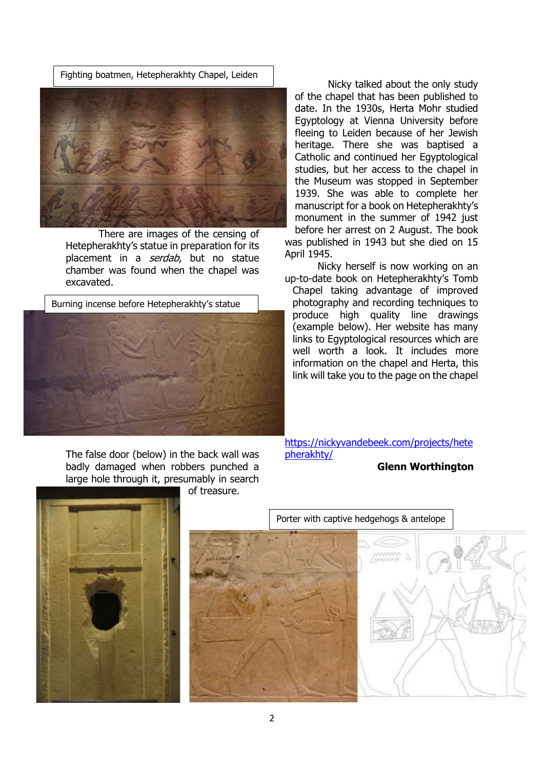Fighting boatmen, Hetepherakhty Chapel, Leiden

There are images of the censing of Hetepherakhty's statue in preparation for its placement in a *serdab*, but no statue chamber was found when the chapel was excavated.

Burning incense before Hetepherakhty's statue

The false door (below) in the back wall was badly damaged when robbers punched a large hole through it, presumably in search of treasure.

Nicky talked about the only study of the chapel that has been published to date. In the 1930s, Herta Mohr studied Egyptology at Vienna University before fleeing to Leiden because of her Jewish heritage. There she was baptised a Catholic and continued her Egyptological studies, but her access to the chapel in the Museum was stopped in September 1939. She was able to complete her manuscript for a book on Hetepherakhty's monument in the summer of 1942 just before her arrest on 2 August. The book was published in 1943 but she died on 15 April 1945.

Nicky herself is now working on an up-to-date book on Hetepherakhty's Tomb Chapel taking advantage of improved photography and recording techniques to produce high quality line drawings (example below). Her website has many links to Egyptological resources which are well worth a look. It includes more information on the chapel and Herta, this link will take you to the page on the chapel

https://nickyvandebeek.com/projects/hetepherakhty/

**Glenn Worthington**

Porter with captive hedgehogs & antelope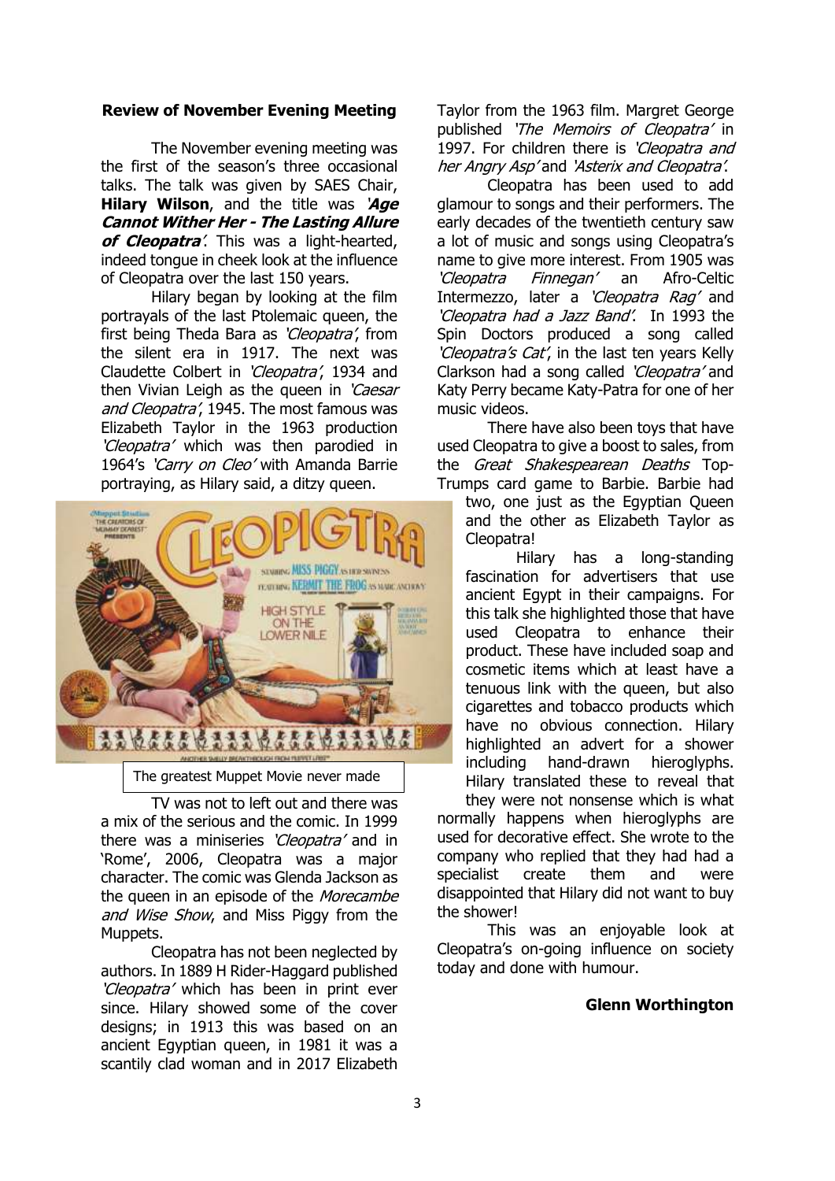### Review of November Evening Meeting

The November evening meeting was the first of the season's three occasional talks. The talk was given by SAES Chair, **Hilary Wilson**, and the title was ***'Age Cannot Wither Her - The Lasting Allure of Cleopatra'***. This was a light-hearted, indeed tongue in cheek look at the influence of Cleopatra over the last 150 years.

Hilary began by looking at the film portrayals of the last Ptolemaic queen, the first being Theda Bara as *'Cleopatra'*, from the silent era in 1917. The next was Claudette Colbert in *'Cleopatra'*, 1934 and then Vivian Leigh as the queen in *'Caesar and Cleopatra'*, 1945. The most famous was Elizabeth Taylor in the 1963 production *'Cleopatra'* which was then parodied in 1964's *'Carry on Cleo'* with Amanda Barrie portraying, as Hilary said, a ditzy queen.

The greatest Muppet Movie never made

TV was not to left out and there was a mix of the serious and the comic. In 1999 there was a miniseries *'Cleopatra'* and in 'Rome', 2006, Cleopatra was a major character. The comic was Glenda Jackson as the queen in an episode of the *Morecambe and Wise Show*, and Miss Piggy from the Muppets.

Cleopatra has not been neglected by authors. In 1889 H Rider-Haggard published *'Cleopatra'* which has been in print ever since. Hilary showed some of the cover designs; in 1913 this was based on an ancient Egyptian queen, in 1981 it was a scantily clad woman and in 2017 Elizabeth Taylor from the 1963 film. Margret George published *'The Memoirs of Cleopatra'* in 1997. For children there is *'Cleopatra and her Angry Asp'* and *'Asterix and Cleopatra'*.

Cleopatra has been used to add glamour to songs and their performers. The early decades of the twentieth century saw a lot of music and songs using Cleopatra's name to give more interest. From 1905 was *'Cleopatra Finnegan'* an Afro-Celtic Intermezzo, later a *'Cleopatra Rag'* and *'Cleopatra had a Jazz Band'*. In 1993 the Spin Doctors produced a song called *'Cleopatra's Cat'*, in the last ten years Kelly Clarkson had a song called *'Cleopatra'* and Katy Perry became Katy-Patra for one of her music videos.

There have also been toys that have used Cleopatra to give a boost to sales, from the *Great Shakespearean Deaths* Top-Trumps card game to Barbie. Barbie had two, one just as the Egyptian Queen and the other as Elizabeth Taylor as Cleopatra!

Hilary has a long-standing fascination for advertisers that use ancient Egypt in their campaigns. For this talk she highlighted those that have used Cleopatra to enhance their product. These have included soap and cosmetic items which at least have a tenuous link with the queen, but also cigarettes and tobacco products which have no obvious connection. Hilary highlighted an advert for a shower including hand-drawn hieroglyphs. Hilary translated these to reveal that they were not nonsense which is what normally happens when hieroglyphs are used for decorative effect. She wrote to the company who replied that they had had a specialist create them and were disappointed that Hilary did not want to buy the shower!

This was an enjoyable look at Cleopatra's on-going influence on society today and done with humour.

**Glenn Worthington**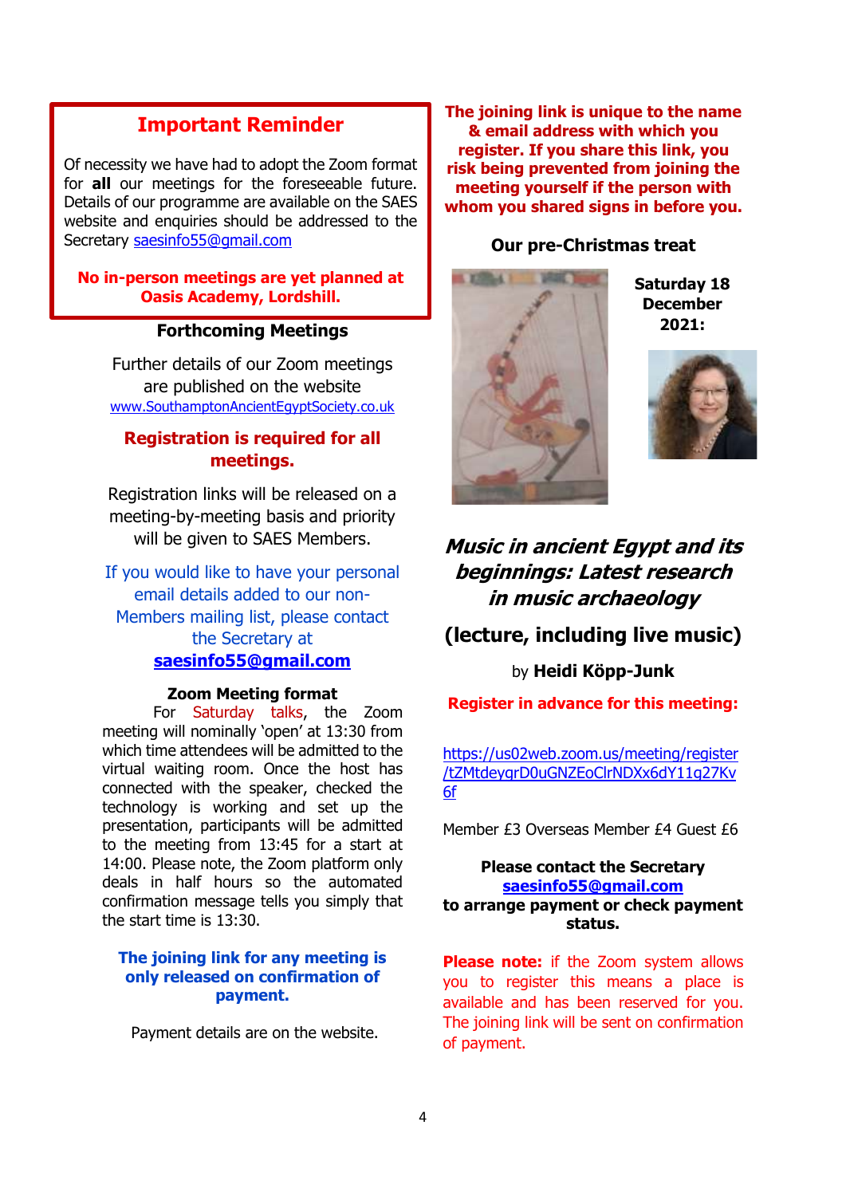## Important Reminder

Of necessity we have had to adopt the Zoom format for **all** our meetings for the foreseeable future. Details of our programme are available on the SAES website and enquiries should be addressed to the Secretary saesinfo55@gmail.com

**No in-person meetings are yet planned at Oasis Academy, Lordshill.**

### Forthcoming Meetings

Further details of our Zoom meetings are published on the website www.SouthamptonAncientEgyptSociety.co.uk

**Registration is required for all meetings.**

Registration links will be released on a meeting-by-meeting basis and priority will be given to SAES Members.

If you would like to have your personal email details added to our non-Members mailing list, please contact the Secretary at **saesinfo55@gmail.com**

**Zoom Meeting format**

For Saturday talks, the Zoom meeting will nominally 'open' at 13:30 from which time attendees will be admitted to the virtual waiting room. Once the host has connected with the speaker, checked the technology is working and set up the presentation, participants will be admitted to the meeting from 13:45 for a start at 14:00. Please note, the Zoom platform only deals in half hours so the automated confirmation message tells you simply that the start time is 13:30.

**The joining link for any meeting is only released on confirmation of payment.**

Payment details are on the website.

**The joining link is unique to the name & email address with which you register. If you share this link, you risk being prevented from joining the meeting yourself if the person with whom you shared signs in before you.**

### Our pre-Christmas treat

**Saturday 18 December 2021:**

***Music in ancient Egypt and its beginnings: Latest research in music archaeology***

**(lecture, including live music)**

by **Heidi Köpp-Junk**

**Register in advance for this meeting:**

https://us02web.zoom.us/meeting/register/tZMtdeyqrD0uGNZEoClrNDXx6dY11g27Kv6f

Member £3 Overseas Member £4 Guest £6

**Please contact the Secretary saesinfo55@gmail.com to arrange payment or check payment status.**

**Please note:** if the Zoom system allows you to register this means a place is available and has been reserved for you. The joining link will be sent on confirmation of payment.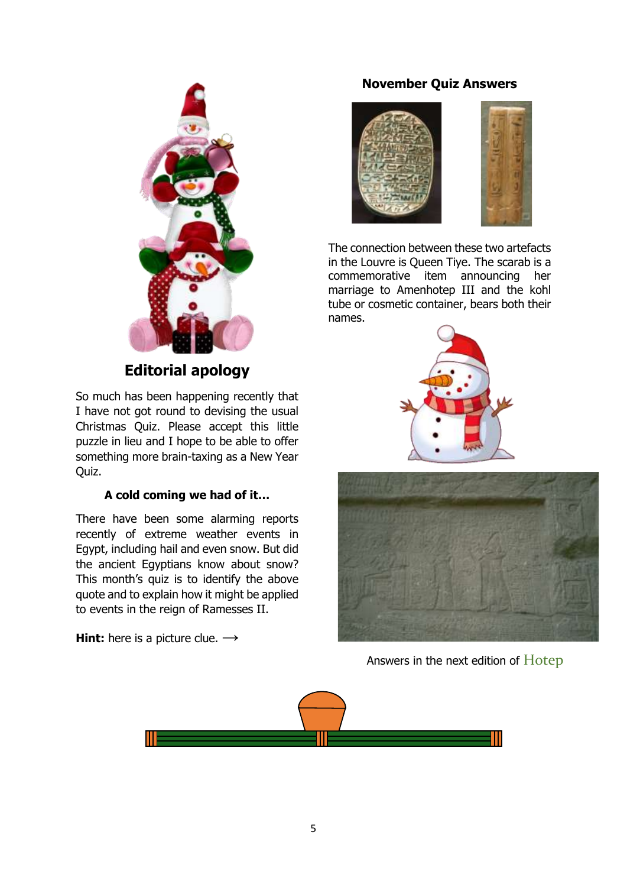## Editorial apology

So much has been happening recently that I have not got round to devising the usual Christmas Quiz. Please accept this little puzzle in lieu and I hope to be able to offer something more brain-taxing as a New Year Quiz.

### A cold coming we had of it…

There have been some alarming reports recently of extreme weather events in Egypt, including hail and even snow. But did the ancient Egyptians know about snow? This month's quiz is to identify the above quote and to explain how it might be applied to events in the reign of Ramesses II.

**Hint:** here is a picture clue. ⟶

## November Quiz Answers

The connection between these two artefacts in the Louvre is Queen Tiye. The scarab is a commemorative item announcing her marriage to Amenhotep III and the kohl tube or cosmetic container, bears both their names.

Answers in the next edition of Hotep